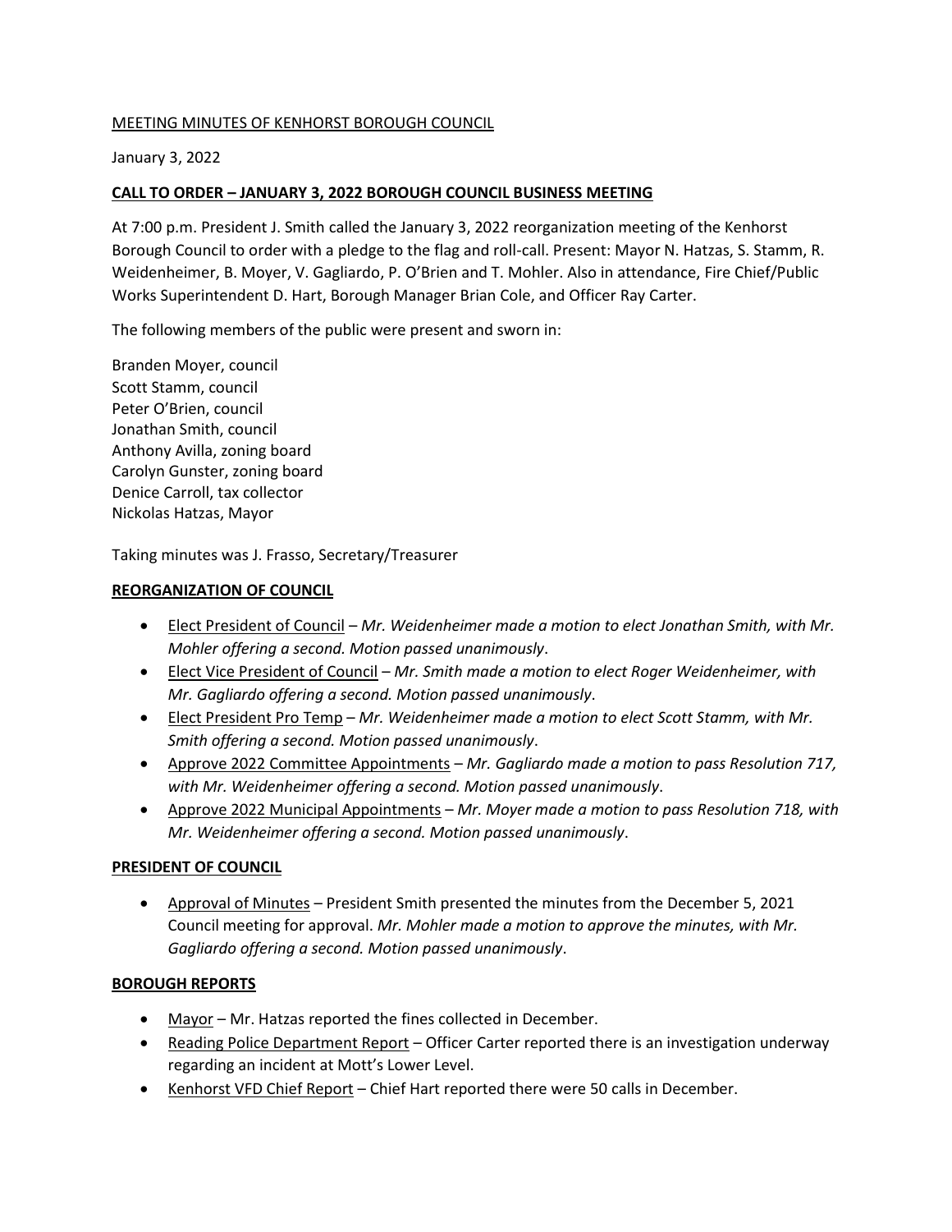<u>MEETING MINUTES OF KENHORST BOROUGH COUNCIL</u>

January 3, 2022

## CALL TO ORDER – JANUARY 3, 2022 BOROUGH COUNCIL BUSINESS MEETING

At 7:00 p.m. President J. Smith called the January 3, 2022 reorganization meeting of the Kenhorst Borough Council to order with a pledge to the flag and roll-call. Present: Mayor N. Hatzas, S. Stamm, R. Weidenheimer, B. Moyer, V. Gagliardo, P. O'Brien and T. Mohler. Also in attendance, Fire Chief/Public Works Superintendent D. Hart, Borough Manager Brian Cole, and Officer Ray Carter.

The following members of the public were present and sworn in:

Branden Moyer, council
Scott Stamm, council
Peter O'Brien, council
Jonathan Smith, council
Anthony Avilla, zoning board
Carolyn Gunster, zoning board
Denice Carroll, tax collector
Nickolas Hatzas, Mayor

Taking minutes was J. Frasso, Secretary/Treasurer

## REORGANIZATION OF COUNCIL

- <u>Elect President of Council</u> – *Mr. Weidenheimer made a motion to elect Jonathan Smith, with Mr. Mohler offering a second. Motion passed unanimously*.
- <u>Elect Vice President of Council</u> – *Mr. Smith made a motion to elect Roger Weidenheimer, with Mr. Gagliardo offering a second. Motion passed unanimously*.
- <u>Elect President Pro Temp</u> – *Mr. Weidenheimer made a motion to elect Scott Stamm, with Mr. Smith offering a second. Motion passed unanimously*.
- <u>Approve 2022 Committee Appointments</u> – *Mr. Gagliardo made a motion to pass Resolution 717, with Mr. Weidenheimer offering a second. Motion passed unanimously*.
- <u>Approve 2022 Municipal Appointments</u> – *Mr. Moyer made a motion to pass Resolution 718, with Mr. Weidenheimer offering a second. Motion passed unanimously*.

## PRESIDENT OF COUNCIL

- <u>Approval of Minutes</u> – President Smith presented the minutes from the December 5, 2021 Council meeting for approval. *Mr. Mohler made a motion to approve the minutes, with Mr. Gagliardo offering a second. Motion passed unanimously*.

## BOROUGH REPORTS

- <u>Mayor</u> – Mr. Hatzas reported the fines collected in December.
- <u>Reading Police Department Report</u> – Officer Carter reported there is an investigation underway regarding an incident at Mott's Lower Level.
- <u>Kenhorst VFD Chief Report</u> – Chief Hart reported there were 50 calls in December.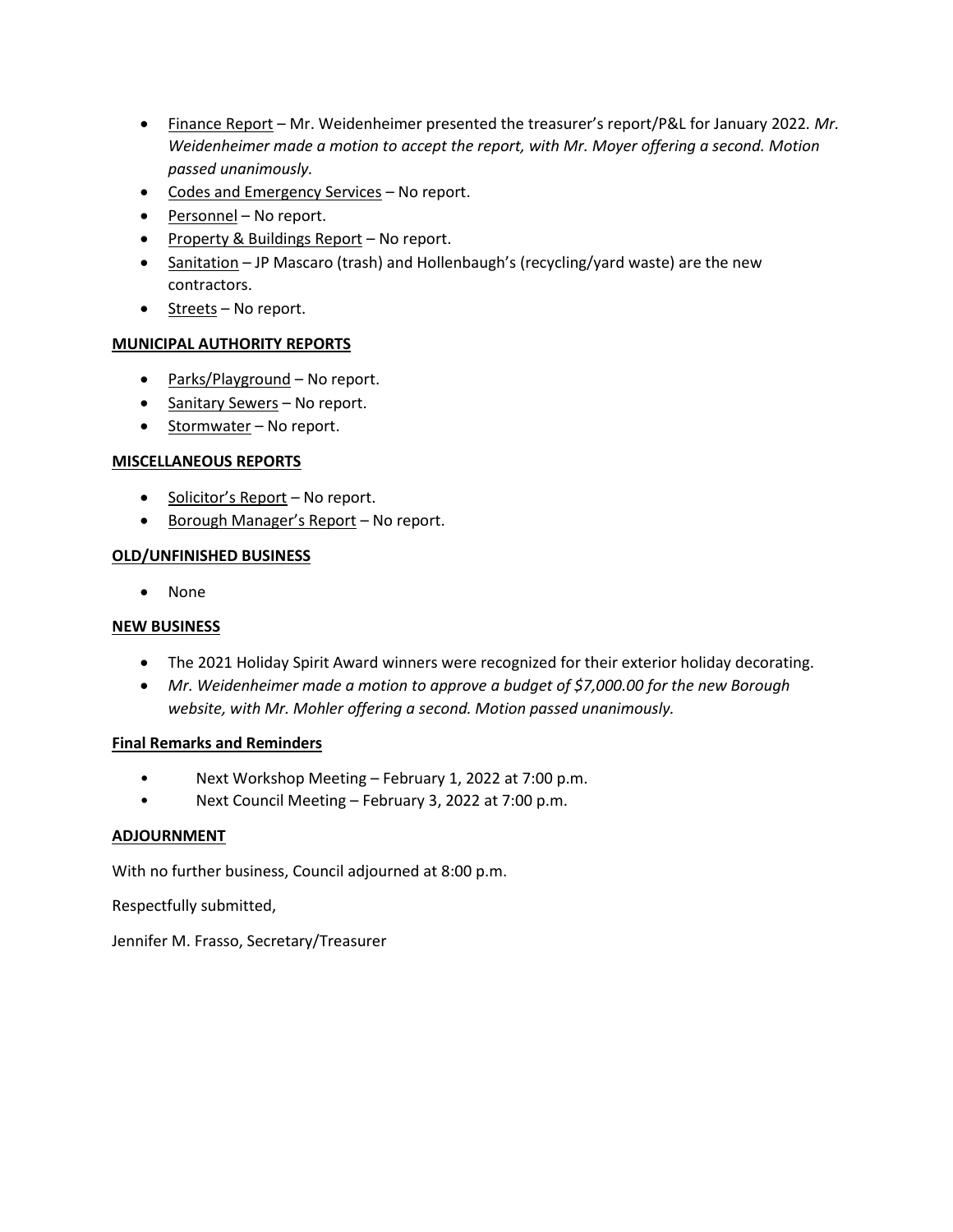- <u>Finance Report</u> – Mr. Weidenheimer presented the treasurer's report/P&L for January 2022. *Mr. Weidenheimer made a motion to accept the report, with Mr. Moyer offering a second. Motion passed unanimously.*
- <u>Codes and Emergency Services</u> – No report.
- <u>Personnel</u> – No report.
- <u>Property & Buildings Report</u> – No report.
- <u>Sanitation</u> – JP Mascaro (trash) and Hollenbaugh's (recycling/yard waste) are the new contractors.
- <u>Streets</u> – No report.

**<u>MUNICIPAL AUTHORITY REPORTS</u>**

- <u>Parks/Playground</u> – No report.
- <u>Sanitary Sewers</u> – No report.
- <u>Stormwater</u> – No report.

**<u>MISCELLANEOUS REPORTS</u>**

- <u>Solicitor's Report</u> – No report.
- <u>Borough Manager's Report</u> – No report.

**<u>OLD/UNFINISHED BUSINESS</u>**

- None

**<u>NEW BUSINESS</u>**

- The 2021 Holiday Spirit Award winners were recognized for their exterior holiday decorating.
- *Mr. Weidenheimer made a motion to approve a budget of $7,000.00 for the new Borough website, with Mr. Mohler offering a second. Motion passed unanimously.*

**<u>Final Remarks and Reminders</u>**

- Next Workshop Meeting – February 1, 2022 at 7:00 p.m.
- Next Council Meeting – February 3, 2022 at 7:00 p.m.

**<u>ADJOURNMENT</u>**

With no further business, Council adjourned at 8:00 p.m.

Respectfully submitted,

Jennifer M. Frasso, Secretary/Treasurer